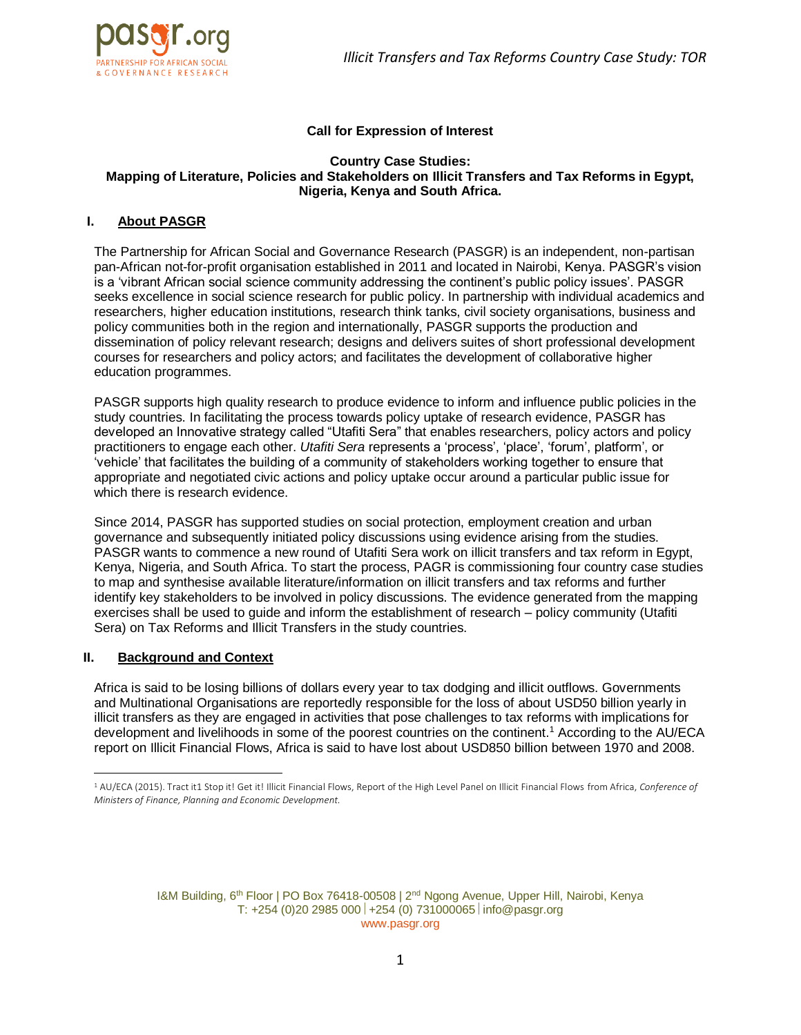**Call for Expression of Interest**

**Country Case Studies:**
**Mapping of Literature, Policies and Stakeholders on Illicit Transfers and Tax Reforms in Egypt, Nigeria, Kenya and South Africa.**

## I. About PASGR

The Partnership for African Social and Governance Research (PASGR) is an independent, non-partisan pan-African not-for-profit organisation established in 2011 and located in Nairobi, Kenya. PASGR's vision is a 'vibrant African social science community addressing the continent's public policy issues'. PASGR seeks excellence in social science research for public policy. In partnership with individual academics and researchers, higher education institutions, research think tanks, civil society organisations, business and policy communities both in the region and internationally, PASGR supports the production and dissemination of policy relevant research; designs and delivers suites of short professional development courses for researchers and policy actors; and facilitates the development of collaborative higher education programmes.

PASGR supports high quality research to produce evidence to inform and influence public policies in the study countries. In facilitating the process towards policy uptake of research evidence, PASGR has developed an Innovative strategy called "Utafiti Sera" that enables researchers, policy actors and policy practitioners to engage each other. *Utafiti Sera* represents a 'process', 'place', 'forum', platform', or 'vehicle' that facilitates the building of a community of stakeholders working together to ensure that appropriate and negotiated civic actions and policy uptake occur around a particular public issue for which there is research evidence.

Since 2014, PASGR has supported studies on social protection, employment creation and urban governance and subsequently initiated policy discussions using evidence arising from the studies. PASGR wants to commence a new round of Utafiti Sera work on illicit transfers and tax reform in Egypt, Kenya, Nigeria, and South Africa. To start the process, PAGR is commissioning four country case studies to map and synthesise available literature/information on illicit transfers and tax reforms and further identify key stakeholders to be involved in policy discussions. The evidence generated from the mapping exercises shall be used to guide and inform the establishment of research – policy community (Utafiti Sera) on Tax Reforms and Illicit Transfers in the study countries.

## II. Background and Context

Africa is said to be losing billions of dollars every year to tax dodging and illicit outflows. Governments and Multinational Organisations are reportedly responsible for the loss of about USD50 billion yearly in illicit transfers as they are engaged in activities that pose challenges to tax reforms with implications for development and livelihoods in some of the poorest countries on the continent.[1] According to the AU/ECA report on Illicit Financial Flows, Africa is said to have lost about USD850 billion between 1970 and 2008.

---

[1] AU/ECA (2015). Tract it1 Stop it! Get it! Illicit Financial Flows, Report of the High Level Panel on Illicit Financial Flows from Africa, *Conference of Ministers of Finance, Planning and Economic Development.*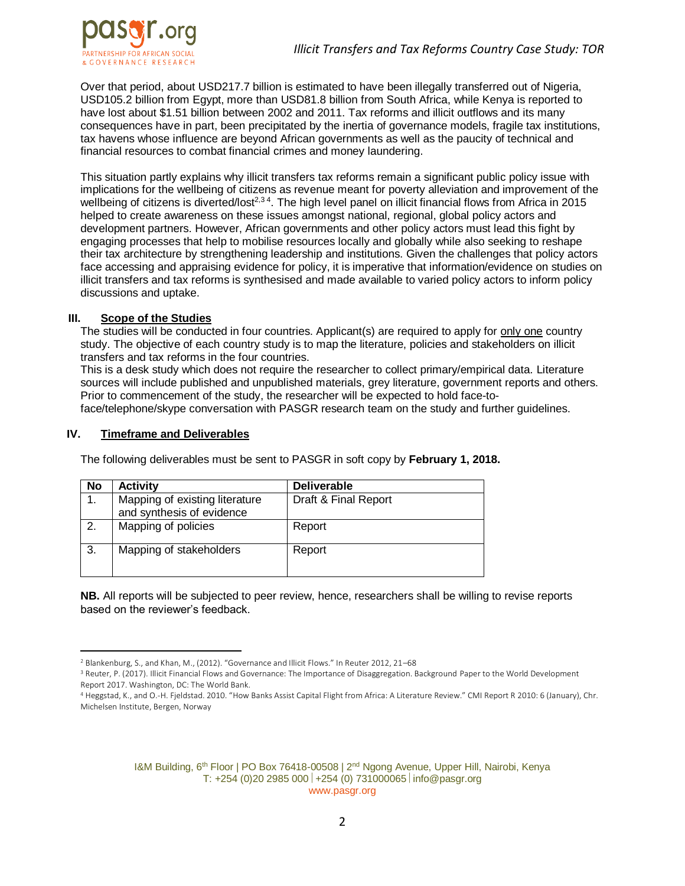Over that period, about USD217.7 billion is estimated to have been illegally transferred out of Nigeria, USD105.2 billion from Egypt, more than USD81.8 billion from South Africa, while Kenya is reported to have lost about $1.51 billion between 2002 and 2011. Tax reforms and illicit outflows and its many consequences have in part, been precipitated by the inertia of governance models, fragile tax institutions, tax havens whose influence are beyond African governments as well as the paucity of technical and financial resources to combat financial crimes and money laundering.

This situation partly explains why illicit transfers tax reforms remain a significant public policy issue with implications for the wellbeing of citizens as revenue meant for poverty alleviation and improvement of the wellbeing of citizens is diverted/lost[2,3 4]. The high level panel on illicit financial flows from Africa in 2015 helped to create awareness on these issues amongst national, regional, global policy actors and development partners. However, African governments and other policy actors must lead this fight by engaging processes that help to mobilise resources locally and globally while also seeking to reshape their tax architecture by strengthening leadership and institutions. Given the challenges that policy actors face accessing and appraising evidence for policy, it is imperative that information/evidence on studies on illicit transfers and tax reforms is synthesised and made available to varied policy actors to inform policy discussions and uptake.

## III. Scope of the Studies

The studies will be conducted in four countries. Applicant(s) are required to apply for only one country study. The objective of each country study is to map the literature, policies and stakeholders on illicit transfers and tax reforms in the four countries.

This is a desk study which does not require the researcher to collect primary/empirical data. Literature sources will include published and unpublished materials, grey literature, government reports and others. Prior to commencement of the study, the researcher will be expected to hold face-to-face/telephone/skype conversation with PASGR research team on the study and further guidelines.

## IV. Timeframe and Deliverables

The following deliverables must be sent to PASGR in soft copy by **February 1, 2018.**

| No | Activity | Deliverable |
|---|---|---|
| 1. | Mapping of existing literature and synthesis of evidence | Draft & Final Report |
| 2. | Mapping of policies | Report |
| 3. | Mapping of stakeholders | Report |

**NB.** All reports will be subjected to peer review, hence, researchers shall be willing to revise reports based on the reviewer's feedback.

---

[2] Blankenburg, S., and Khan, M., (2012). "Governance and Illicit Flows." In Reuter 2012, 21–68

[3] Reuter, P. (2017). Illicit Financial Flows and Governance: The Importance of Disaggregation. Background Paper to the World Development Report 2017. Washington, DC: The World Bank.

[4] Heggstad, K., and O.-H. Fjeldstad. 2010. "How Banks Assist Capital Flight from Africa: A Literature Review." CMI Report R 2010: 6 (January), Chr. Michelsen Institute, Bergen, Norway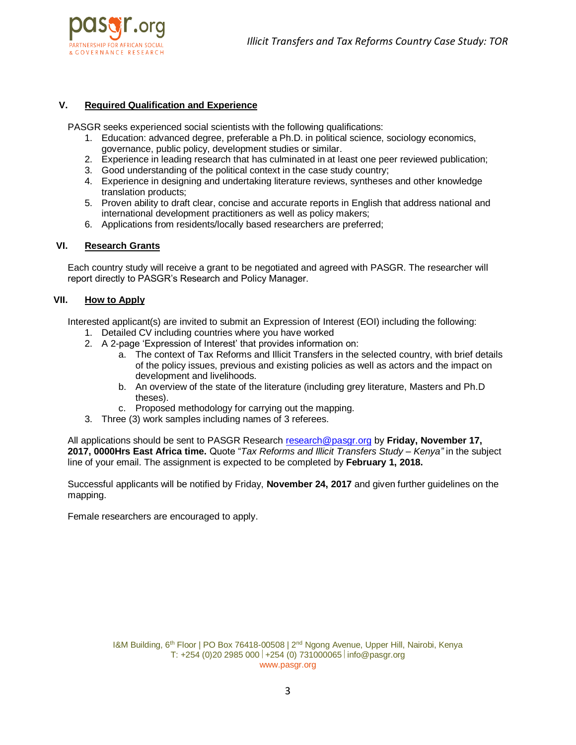## V. Required Qualification and Experience

PASGR seeks experienced social scientists with the following qualifications:

1. Education: advanced degree, preferable a Ph.D. in political science, sociology economics, governance, public policy, development studies or similar.
2. Experience in leading research that has culminated in at least one peer reviewed publication;
3. Good understanding of the political context in the case study country;
4. Experience in designing and undertaking literature reviews, syntheses and other knowledge translation products;
5. Proven ability to draft clear, concise and accurate reports in English that address national and international development practitioners as well as policy makers;
6. Applications from residents/locally based researchers are preferred;

## VI. Research Grants

Each country study will receive a grant to be negotiated and agreed with PASGR. The researcher will report directly to PASGR's Research and Policy Manager.

## VII. How to Apply

Interested applicant(s) are invited to submit an Expression of Interest (EOI) including the following:

1. Detailed CV including countries where you have worked
2. A 2-page 'Expression of Interest' that provides information on:
   a. The context of Tax Reforms and Illicit Transfers in the selected country, with brief details of the policy issues, previous and existing policies as well as actors and the impact on development and livelihoods.
   b. An overview of the state of the literature (including grey literature, Masters and Ph.D theses).
   c. Proposed methodology for carrying out the mapping.
3. Three (3) work samples including names of 3 referees.

All applications should be sent to PASGR Research research@pasgr.org by **Friday, November 17, 2017, 0000Hrs East Africa time.** Quote "*Tax Reforms and Illicit Transfers Study – Kenya"* in the subject line of your email. The assignment is expected to be completed by **February 1, 2018.**

Successful applicants will be notified by Friday, **November 24, 2017** and given further guidelines on the mapping.

Female researchers are encouraged to apply.